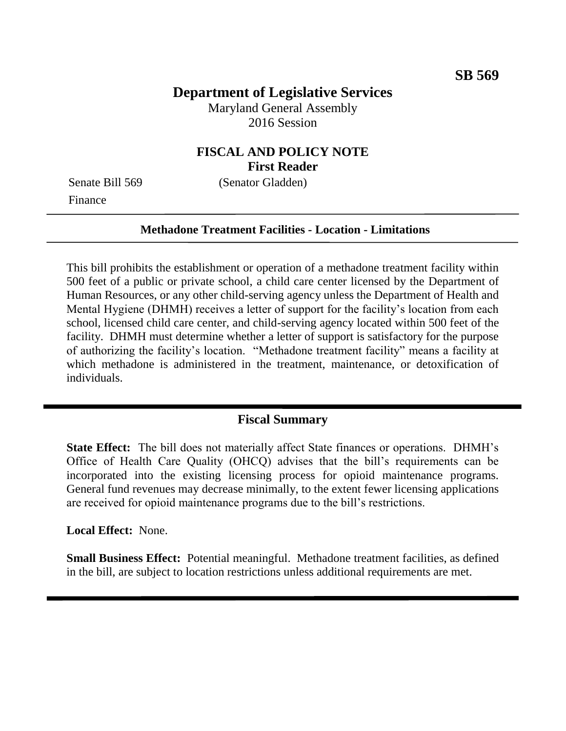**SB 569**

# Department of Legislative Services

Maryland General Assembly
2016 Session

## FISCAL AND POLICY NOTE
**First Reader**

Senate Bill 569 (Senator Gladden)
Finance

---

**Methadone Treatment Facilities - Location - Limitations**

---

This bill prohibits the establishment or operation of a methadone treatment facility within 500 feet of a public or private school, a child care center licensed by the Department of Human Resources, or any other child-serving agency unless the Department of Health and Mental Hygiene (DHMH) receives a letter of support for the facility's location from each school, licensed child care center, and child-serving agency located within 500 feet of the facility. DHMH must determine whether a letter of support is satisfactory for the purpose of authorizing the facility's location. "Methadone treatment facility" means a facility at which methadone is administered in the treatment, maintenance, or detoxification of individuals.

---

## Fiscal Summary

**State Effect:** The bill does not materially affect State finances or operations. DHMH's Office of Health Care Quality (OHCQ) advises that the bill's requirements can be incorporated into the existing licensing process for opioid maintenance programs. General fund revenues may decrease minimally, to the extent fewer licensing applications are received for opioid maintenance programs due to the bill's restrictions.

**Local Effect:** None.

**Small Business Effect:** Potential meaningful. Methadone treatment facilities, as defined in the bill, are subject to location restrictions unless additional requirements are met.

---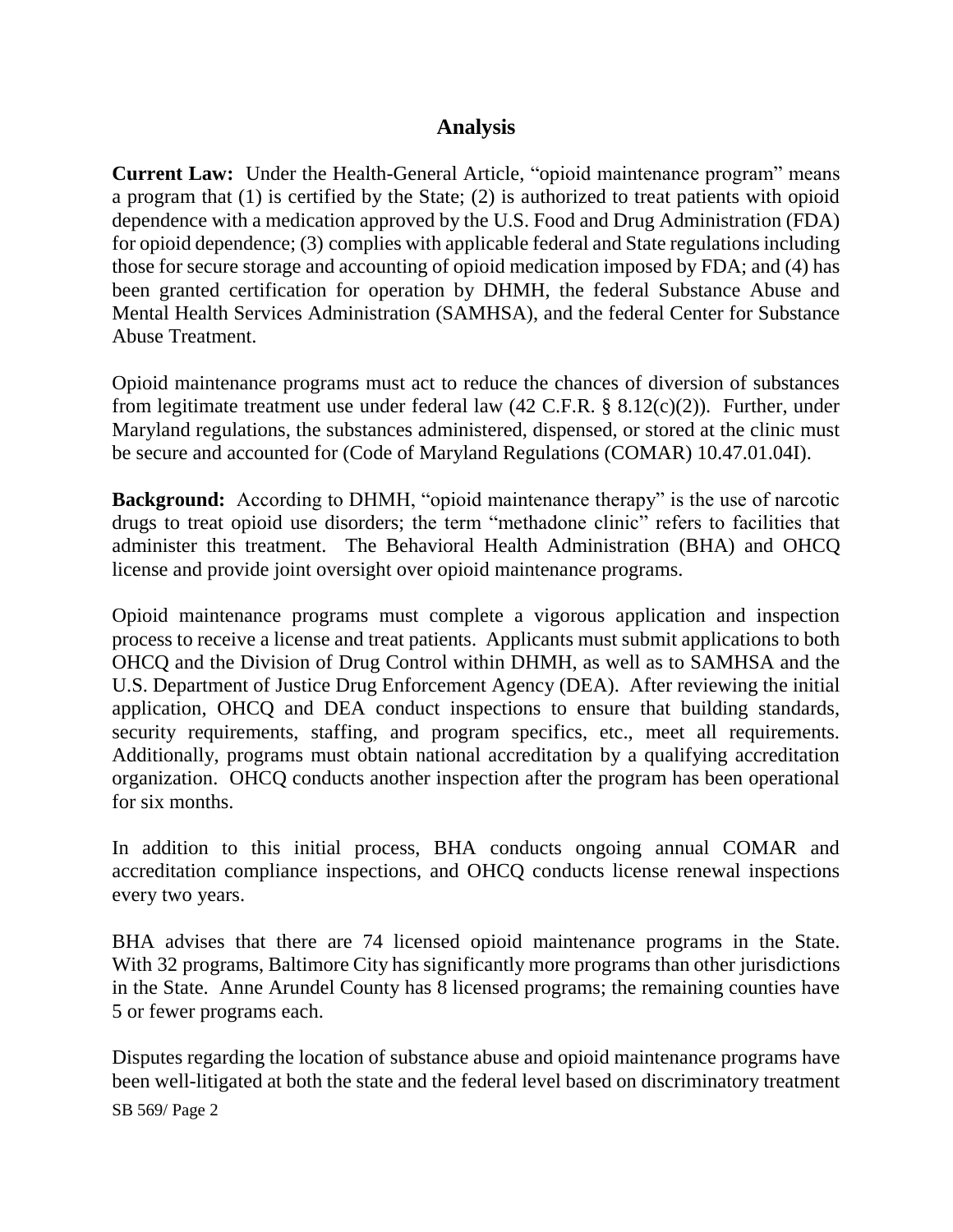## Analysis

**Current Law:** Under the Health-General Article, "opioid maintenance program" means a program that (1) is certified by the State; (2) is authorized to treat patients with opioid dependence with a medication approved by the U.S. Food and Drug Administration (FDA) for opioid dependence; (3) complies with applicable federal and State regulations including those for secure storage and accounting of opioid medication imposed by FDA; and (4) has been granted certification for operation by DHMH, the federal Substance Abuse and Mental Health Services Administration (SAMHSA), and the federal Center for Substance Abuse Treatment.

Opioid maintenance programs must act to reduce the chances of diversion of substances from legitimate treatment use under federal law (42 C.F.R. § 8.12(c)(2)). Further, under Maryland regulations, the substances administered, dispensed, or stored at the clinic must be secure and accounted for (Code of Maryland Regulations (COMAR) 10.47.01.04I).

**Background:** According to DHMH, "opioid maintenance therapy" is the use of narcotic drugs to treat opioid use disorders; the term "methadone clinic" refers to facilities that administer this treatment. The Behavioral Health Administration (BHA) and OHCQ license and provide joint oversight over opioid maintenance programs.

Opioid maintenance programs must complete a vigorous application and inspection process to receive a license and treat patients. Applicants must submit applications to both OHCQ and the Division of Drug Control within DHMH, as well as to SAMHSA and the U.S. Department of Justice Drug Enforcement Agency (DEA). After reviewing the initial application, OHCQ and DEA conduct inspections to ensure that building standards, security requirements, staffing, and program specifics, etc., meet all requirements. Additionally, programs must obtain national accreditation by a qualifying accreditation organization. OHCQ conducts another inspection after the program has been operational for six months.

In addition to this initial process, BHA conducts ongoing annual COMAR and accreditation compliance inspections, and OHCQ conducts license renewal inspections every two years.

BHA advises that there are 74 licensed opioid maintenance programs in the State. With 32 programs, Baltimore City has significantly more programs than other jurisdictions in the State. Anne Arundel County has 8 licensed programs; the remaining counties have 5 or fewer programs each.

Disputes regarding the location of substance abuse and opioid maintenance programs have been well-litigated at both the state and the federal level based on discriminatory treatment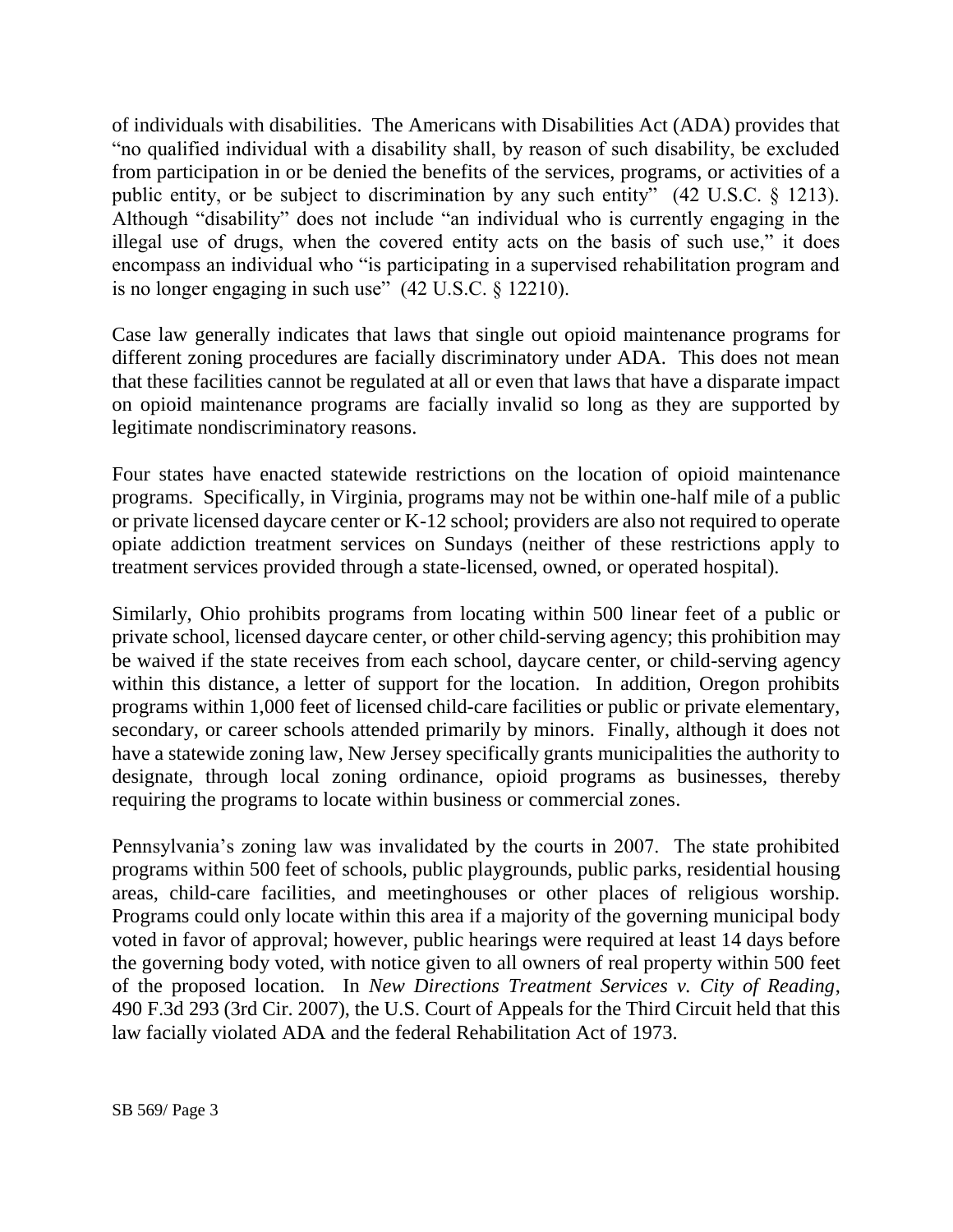of individuals with disabilities. The Americans with Disabilities Act (ADA) provides that "no qualified individual with a disability shall, by reason of such disability, be excluded from participation in or be denied the benefits of the services, programs, or activities of a public entity, or be subject to discrimination by any such entity" (42 U.S.C. § 1213). Although "disability" does not include "an individual who is currently engaging in the illegal use of drugs, when the covered entity acts on the basis of such use," it does encompass an individual who "is participating in a supervised rehabilitation program and is no longer engaging in such use" (42 U.S.C. § 12210).

Case law generally indicates that laws that single out opioid maintenance programs for different zoning procedures are facially discriminatory under ADA. This does not mean that these facilities cannot be regulated at all or even that laws that have a disparate impact on opioid maintenance programs are facially invalid so long as they are supported by legitimate nondiscriminatory reasons.

Four states have enacted statewide restrictions on the location of opioid maintenance programs. Specifically, in Virginia, programs may not be within one-half mile of a public or private licensed daycare center or K-12 school; providers are also not required to operate opiate addiction treatment services on Sundays (neither of these restrictions apply to treatment services provided through a state-licensed, owned, or operated hospital).

Similarly, Ohio prohibits programs from locating within 500 linear feet of a public or private school, licensed daycare center, or other child-serving agency; this prohibition may be waived if the state receives from each school, daycare center, or child-serving agency within this distance, a letter of support for the location. In addition, Oregon prohibits programs within 1,000 feet of licensed child-care facilities or public or private elementary, secondary, or career schools attended primarily by minors. Finally, although it does not have a statewide zoning law, New Jersey specifically grants municipalities the authority to designate, through local zoning ordinance, opioid programs as businesses, thereby requiring the programs to locate within business or commercial zones.

Pennsylvania's zoning law was invalidated by the courts in 2007. The state prohibited programs within 500 feet of schools, public playgrounds, public parks, residential housing areas, child-care facilities, and meetinghouses or other places of religious worship. Programs could only locate within this area if a majority of the governing municipal body voted in favor of approval; however, public hearings were required at least 14 days before the governing body voted, with notice given to all owners of real property within 500 feet of the proposed location. In *New Directions Treatment Services v. City of Reading*, 490 F.3d 293 (3rd Cir. 2007), the U.S. Court of Appeals for the Third Circuit held that this law facially violated ADA and the federal Rehabilitation Act of 1973.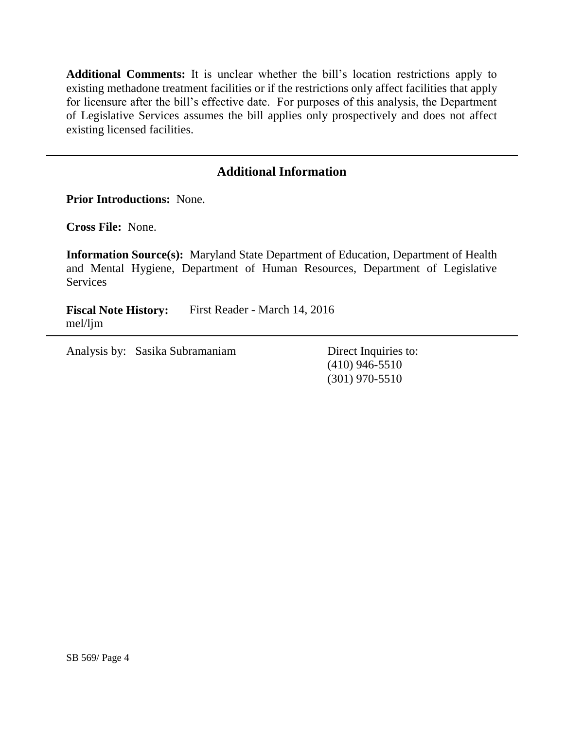**Additional Comments:** It is unclear whether the bill's location restrictions apply to existing methadone treatment facilities or if the restrictions only affect facilities that apply for licensure after the bill's effective date. For purposes of this analysis, the Department of Legislative Services assumes the bill applies only prospectively and does not affect existing licensed facilities.

---

## Additional Information

**Prior Introductions:** None.

**Cross File:** None.

**Information Source(s):** Maryland State Department of Education, Department of Health and Mental Hygiene, Department of Human Resources, Department of Legislative Services

**Fiscal Note History:** First Reader - March 14, 2016
mel/ljm

---

Analysis by: Sasika Subramaniam

Direct Inquiries to:
(410) 946-5510
(301) 970-5510